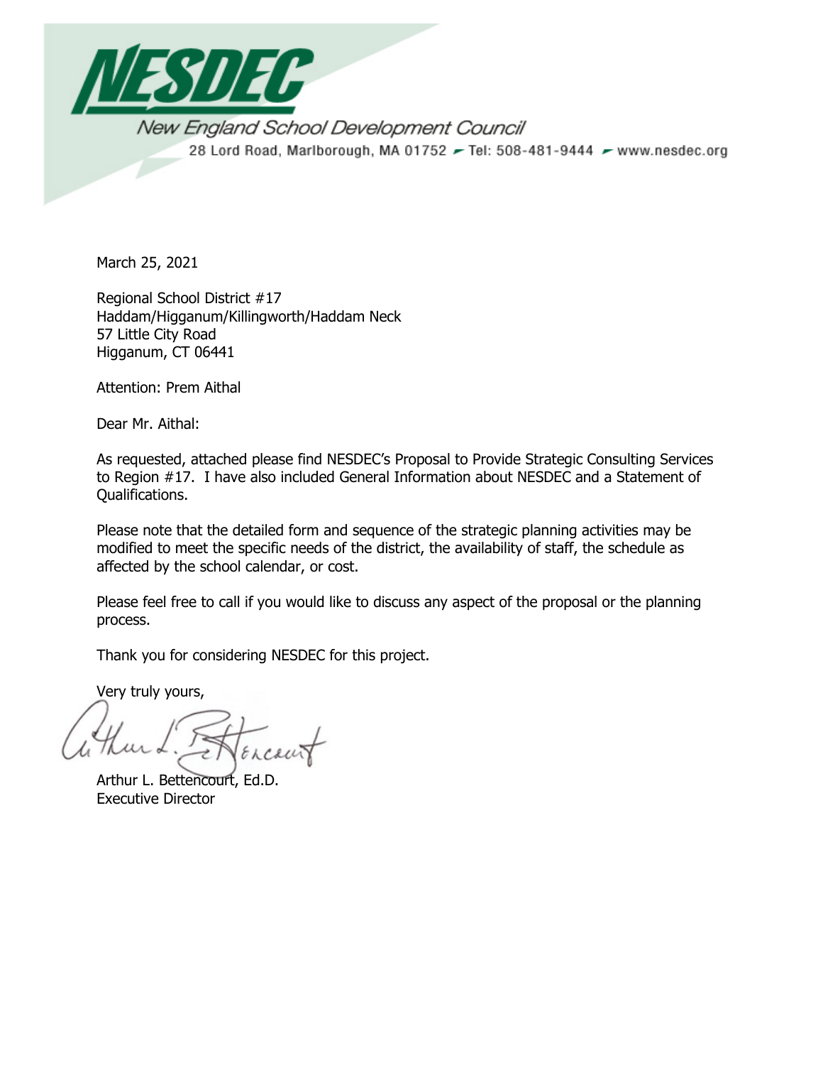# NESDEC

New England School Development Council

28 Lord Road, Marlborough, MA 01752 ▸ Tel: 508-481-9444 ▸ www.nesdec.org

March 25, 2021

Regional School District #17
Haddam/Higganum/Killingworth/Haddam Neck
57 Little City Road
Higganum, CT 06441

Attention: Prem Aithal

Dear Mr. Aithal:

As requested, attached please find NESDEC's Proposal to Provide Strategic Consulting Services to Region #17. I have also included General Information about NESDEC and a Statement of Qualifications.

Please note that the detailed form and sequence of the strategic planning activities may be modified to meet the specific needs of the district, the availability of staff, the schedule as affected by the school calendar, or cost.

Please feel free to call if you would like to discuss any aspect of the proposal or the planning process.

Thank you for considering NESDEC for this project.

Very truly yours,

Arthur L. Bettencourt, Ed.D.
Executive Director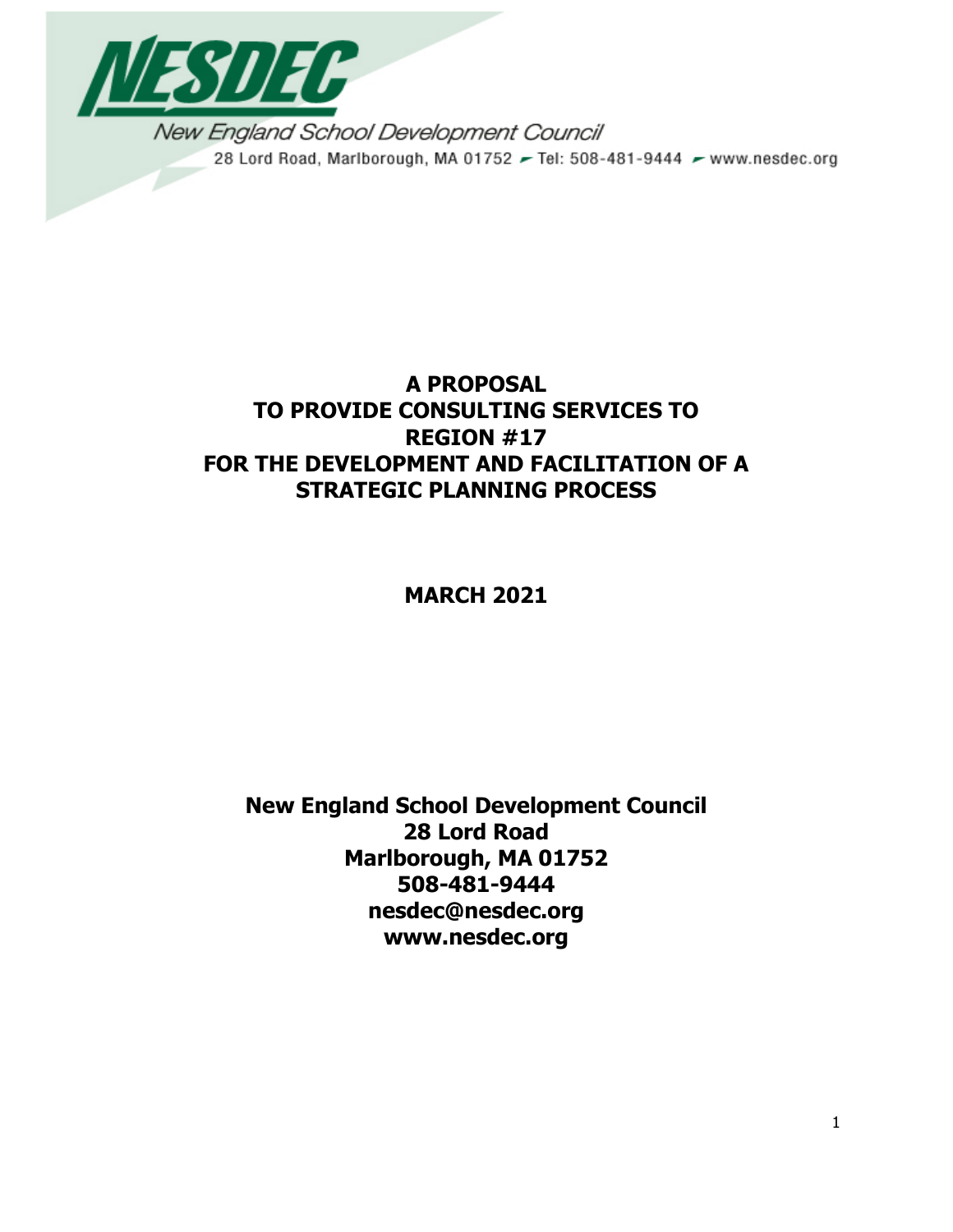**NESDEC**

New England School Development Council

28 Lord Road, Marlborough, MA 01752 ▸ Tel: 508-481-9444 ▸ www.nesdec.org

# A PROPOSAL TO PROVIDE CONSULTING SERVICES TO REGION #17 FOR THE DEVELOPMENT AND FACILITATION OF A STRATEGIC PLANNING PROCESS

**MARCH 2021**

**New England School Development Council**
**28 Lord Road**
**Marlborough, MA 01752**
**508-481-9444**
**nesdec@nesdec.org**
**www.nesdec.org**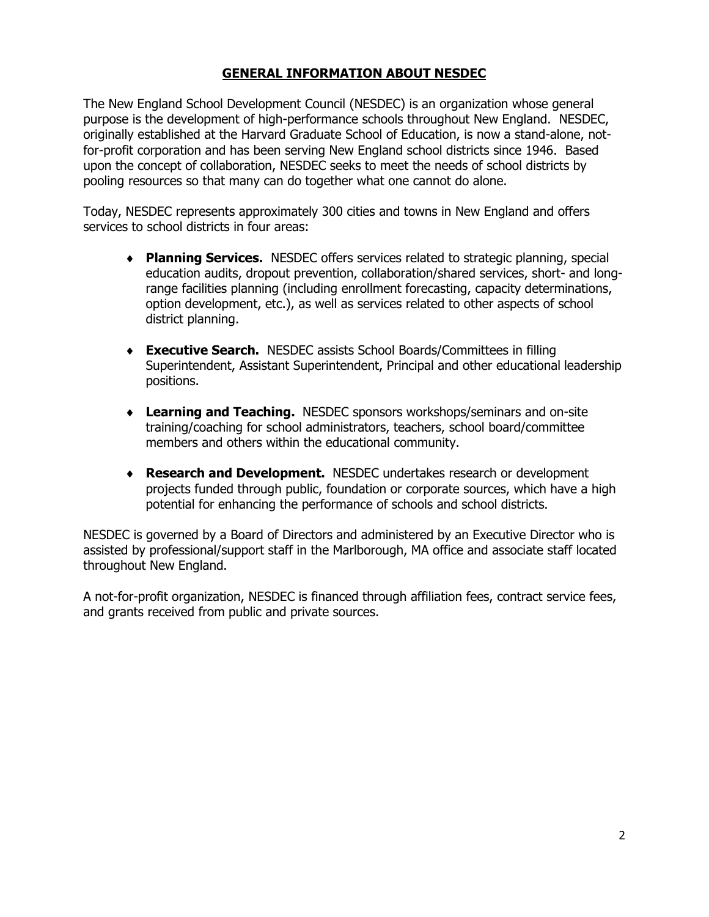## GENERAL INFORMATION ABOUT NESDEC

The New England School Development Council (NESDEC) is an organization whose general purpose is the development of high-performance schools throughout New England. NESDEC, originally established at the Harvard Graduate School of Education, is now a stand-alone, not-for-profit corporation and has been serving New England school districts since 1946. Based upon the concept of collaboration, NESDEC seeks to meet the needs of school districts by pooling resources so that many can do together what one cannot do alone.

Today, NESDEC represents approximately 300 cities and towns in New England and offers services to school districts in four areas:

- **Planning Services.** NESDEC offers services related to strategic planning, special education audits, dropout prevention, collaboration/shared services, short- and long-range facilities planning (including enrollment forecasting, capacity determinations, option development, etc.), as well as services related to other aspects of school district planning.

- **Executive Search.** NESDEC assists School Boards/Committees in filling Superintendent, Assistant Superintendent, Principal and other educational leadership positions.

- **Learning and Teaching.** NESDEC sponsors workshops/seminars and on-site training/coaching for school administrators, teachers, school board/committee members and others within the educational community.

- **Research and Development.** NESDEC undertakes research or development projects funded through public, foundation or corporate sources, which have a high potential for enhancing the performance of schools and school districts.

NESDEC is governed by a Board of Directors and administered by an Executive Director who is assisted by professional/support staff in the Marlborough, MA office and associate staff located throughout New England.

A not-for-profit organization, NESDEC is financed through affiliation fees, contract service fees, and grants received from public and private sources.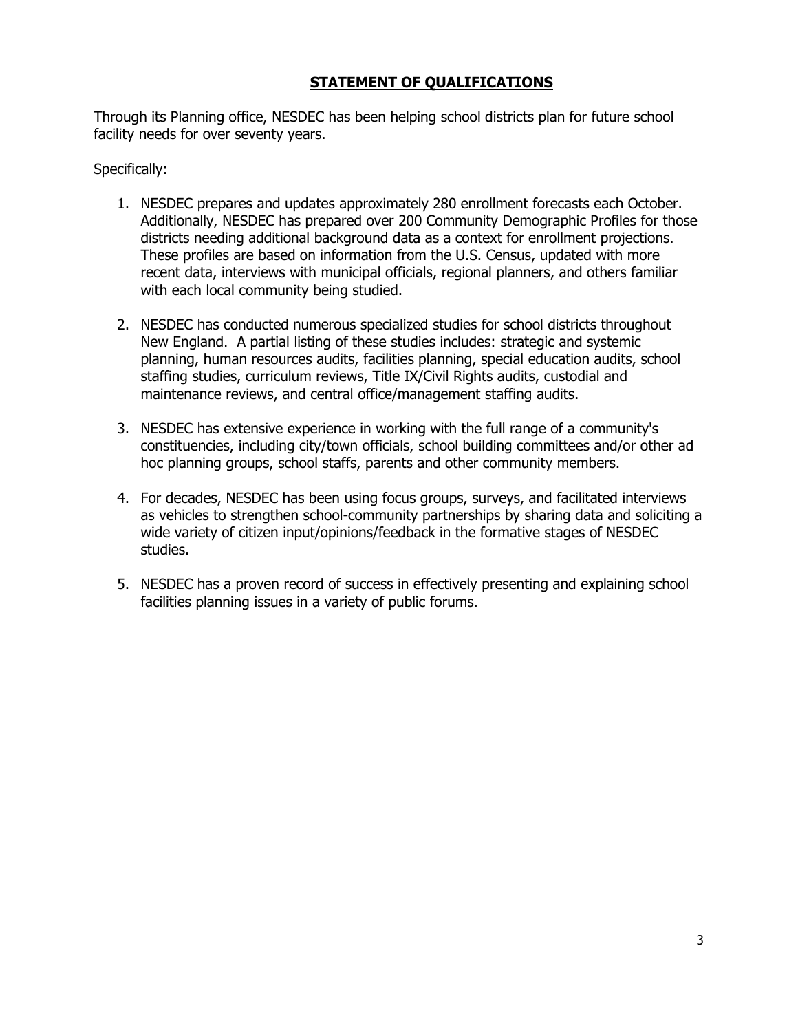## **STATEMENT OF QUALIFICATIONS**

Through its Planning office, NESDEC has been helping school districts plan for future school facility needs for over seventy years.

Specifically:

1. NESDEC prepares and updates approximately 280 enrollment forecasts each October. Additionally, NESDEC has prepared over 200 Community Demographic Profiles for those districts needing additional background data as a context for enrollment projections. These profiles are based on information from the U.S. Census, updated with more recent data, interviews with municipal officials, regional planners, and others familiar with each local community being studied.

2. NESDEC has conducted numerous specialized studies for school districts throughout New England. A partial listing of these studies includes: strategic and systemic planning, human resources audits, facilities planning, special education audits, school staffing studies, curriculum reviews, Title IX/Civil Rights audits, custodial and maintenance reviews, and central office/management staffing audits.

3. NESDEC has extensive experience in working with the full range of a community's constituencies, including city/town officials, school building committees and/or other ad hoc planning groups, school staffs, parents and other community members.

4. For decades, NESDEC has been using focus groups, surveys, and facilitated interviews as vehicles to strengthen school-community partnerships by sharing data and soliciting a wide variety of citizen input/opinions/feedback in the formative stages of NESDEC studies.

5. NESDEC has a proven record of success in effectively presenting and explaining school facilities planning issues in a variety of public forums.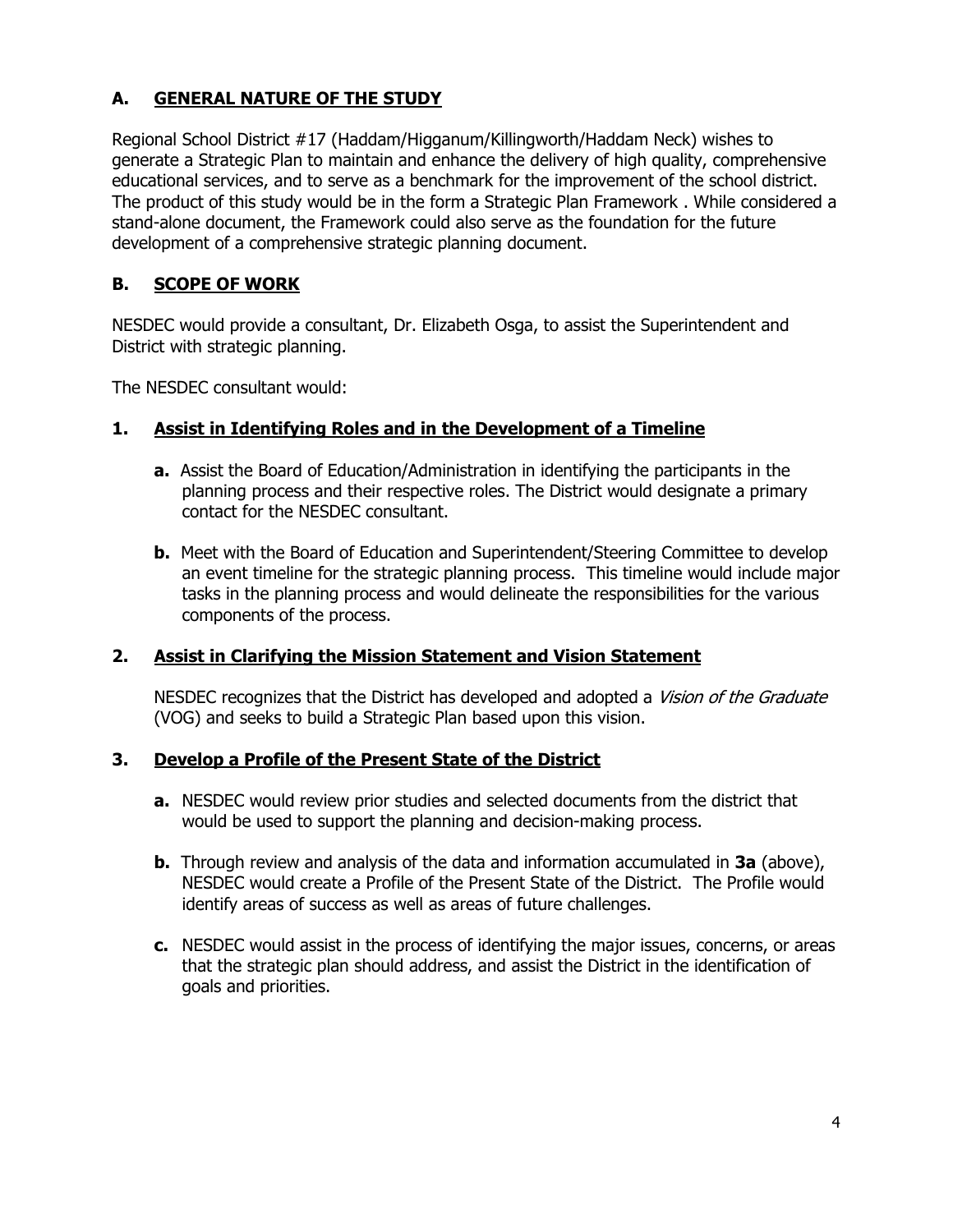## A. GENERAL NATURE OF THE STUDY

Regional School District #17 (Haddam/Higganum/Killingworth/Haddam Neck) wishes to generate a Strategic Plan to maintain and enhance the delivery of high quality, comprehensive educational services, and to serve as a benchmark for the improvement of the school district. The product of this study would be in the form a Strategic Plan Framework . While considered a stand-alone document, the Framework could also serve as the foundation for the future development of a comprehensive strategic planning document.

## B. SCOPE OF WORK

NESDEC would provide a consultant, Dr. Elizabeth Osga, to assist the Superintendent and District with strategic planning.

The NESDEC consultant would:

### 1. Assist in Identifying Roles and in the Development of a Timeline

- **a.** Assist the Board of Education/Administration in identifying the participants in the planning process and their respective roles. The District would designate a primary contact for the NESDEC consultant.
- **b.** Meet with the Board of Education and Superintendent/Steering Committee to develop an event timeline for the strategic planning process. This timeline would include major tasks in the planning process and would delineate the responsibilities for the various components of the process.

### 2. Assist in Clarifying the Mission Statement and Vision Statement

NESDEC recognizes that the District has developed and adopted a *Vision of the Graduate* (VOG) and seeks to build a Strategic Plan based upon this vision.

### 3. Develop a Profile of the Present State of the District

- **a.** NESDEC would review prior studies and selected documents from the district that would be used to support the planning and decision-making process.
- **b.** Through review and analysis of the data and information accumulated in **3a** (above), NESDEC would create a Profile of the Present State of the District. The Profile would identify areas of success as well as areas of future challenges.
- **c.** NESDEC would assist in the process of identifying the major issues, concerns, or areas that the strategic plan should address, and assist the District in the identification of goals and priorities.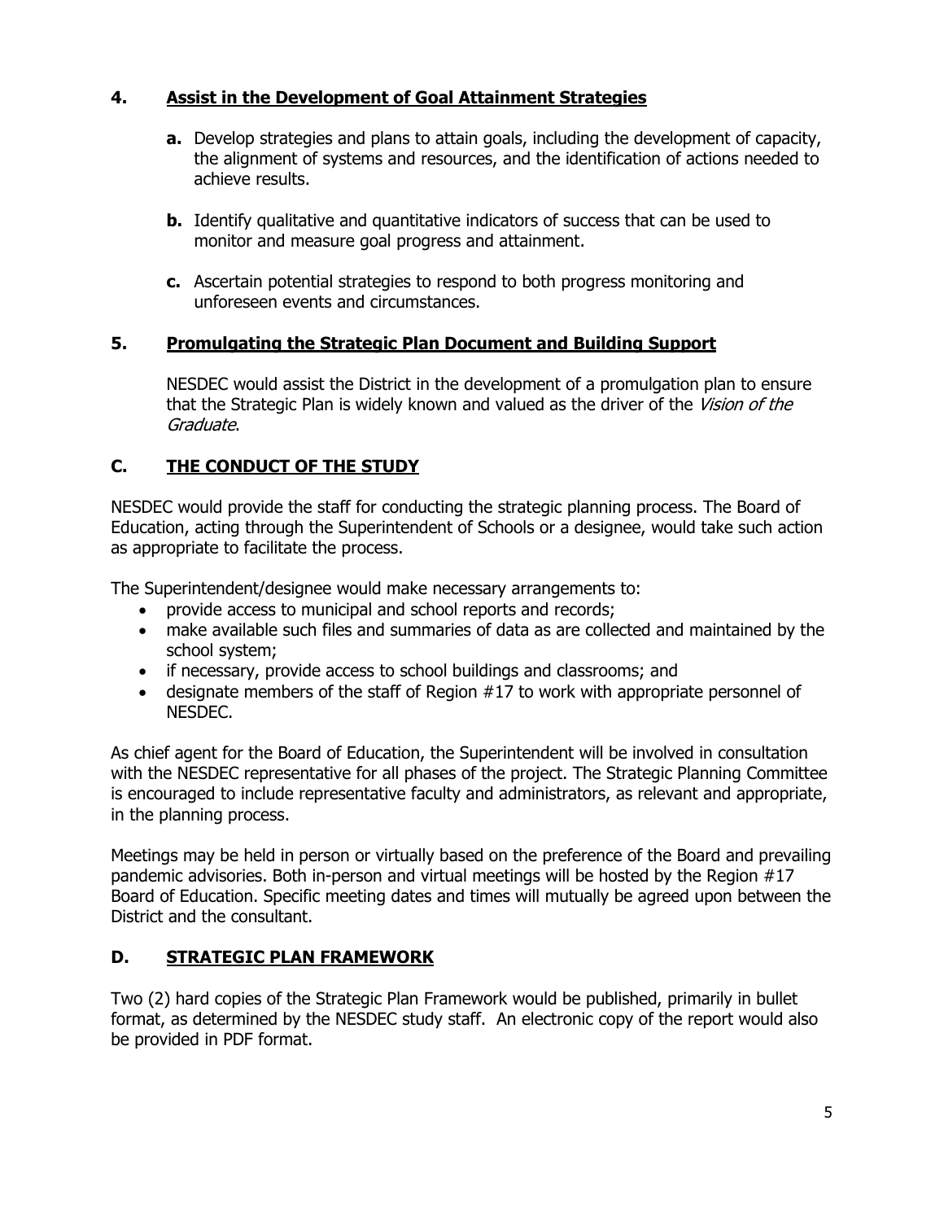## 4. Assist in the Development of Goal Attainment Strategies

**a.** Develop strategies and plans to attain goals, including the development of capacity, the alignment of systems and resources, and the identification of actions needed to achieve results.

**b.** Identify qualitative and quantitative indicators of success that can be used to monitor and measure goal progress and attainment.

**c.** Ascertain potential strategies to respond to both progress monitoring and unforeseen events and circumstances.

## 5. Promulgating the Strategic Plan Document and Building Support

NESDEC would assist the District in the development of a promulgation plan to ensure that the Strategic Plan is widely known and valued as the driver of the *Vision of the Graduate*.

## C. THE CONDUCT OF THE STUDY

NESDEC would provide the staff for conducting the strategic planning process. The Board of Education, acting through the Superintendent of Schools or a designee, would take such action as appropriate to facilitate the process.

The Superintendent/designee would make necessary arrangements to:

- provide access to municipal and school reports and records;
- make available such files and summaries of data as are collected and maintained by the school system;
- if necessary, provide access to school buildings and classrooms; and
- designate members of the staff of Region #17 to work with appropriate personnel of NESDEC.

As chief agent for the Board of Education, the Superintendent will be involved in consultation with the NESDEC representative for all phases of the project. The Strategic Planning Committee is encouraged to include representative faculty and administrators, as relevant and appropriate, in the planning process.

Meetings may be held in person or virtually based on the preference of the Board and prevailing pandemic advisories. Both in-person and virtual meetings will be hosted by the Region #17 Board of Education. Specific meeting dates and times will mutually be agreed upon between the District and the consultant.

## D. STRATEGIC PLAN FRAMEWORK

Two (2) hard copies of the Strategic Plan Framework would be published, primarily in bullet format, as determined by the NESDEC study staff. An electronic copy of the report would also be provided in PDF format.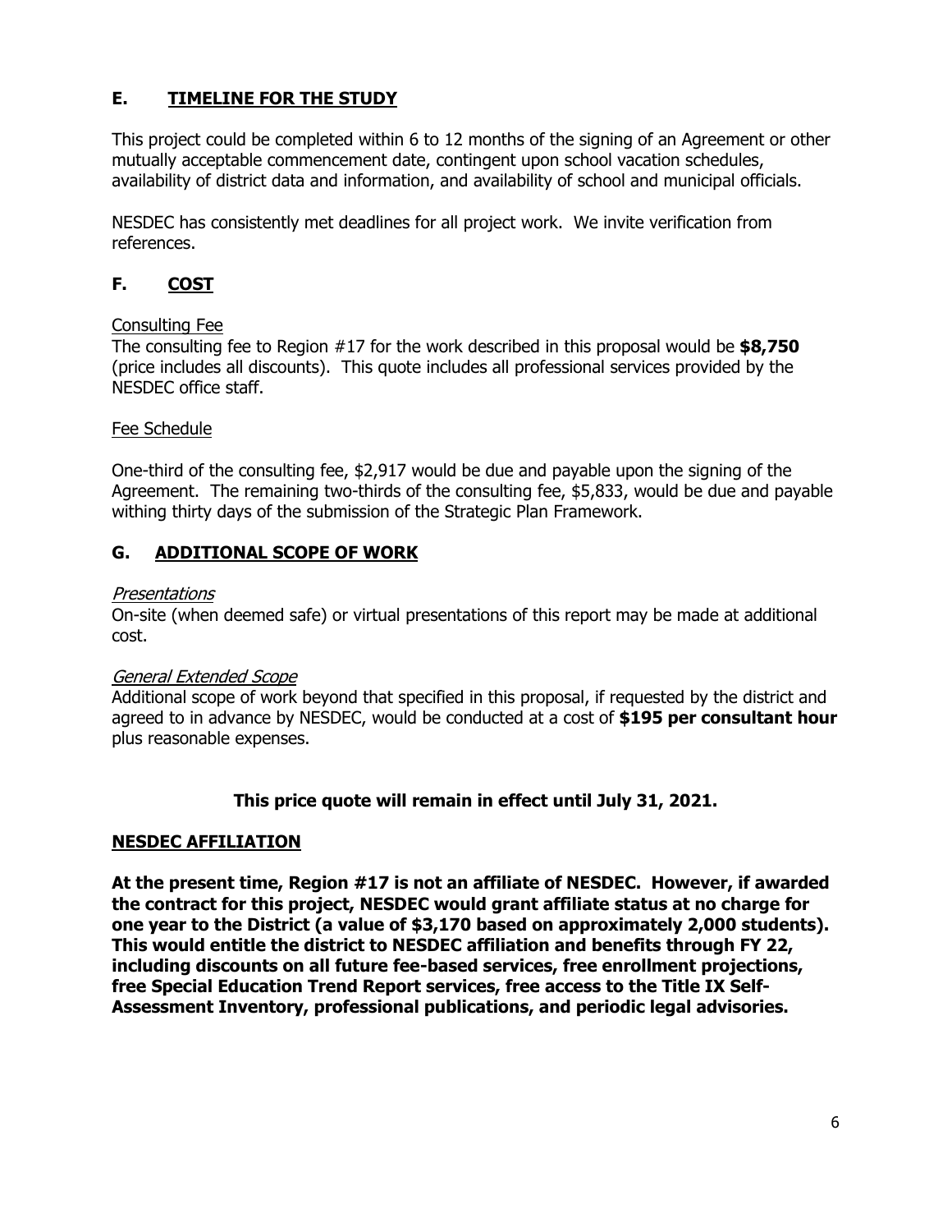## E. <u>TIMELINE FOR THE STUDY</u>

This project could be completed within 6 to 12 months of the signing of an Agreement or other mutually acceptable commencement date, contingent upon school vacation schedules, availability of district data and information, and availability of school and municipal officials.

NESDEC has consistently met deadlines for all project work. We invite verification from references.

## F. <u>COST</u>

<u>Consulting Fee</u>

The consulting fee to Region #17 for the work described in this proposal would be **$8,750** (price includes all discounts). This quote includes all professional services provided by the NESDEC office staff.

<u>Fee Schedule</u>

One-third of the consulting fee, $2,917 would be due and payable upon the signing of the Agreement. The remaining two-thirds of the consulting fee, $5,833, would be due and payable withing thirty days of the submission of the Strategic Plan Framework.

## G. <u>ADDITIONAL SCOPE OF WORK</u>

*<u>Presentations</u>*

On-site (when deemed safe) or virtual presentations of this report may be made at additional cost.

*<u>General Extended Scope</u>*

Additional scope of work beyond that specified in this proposal, if requested by the district and agreed to in advance by NESDEC, would be conducted at a cost of **$195 per consultant hour** plus reasonable expenses.

**This price quote will remain in effect until July 31, 2021.**

## <u>NESDEC AFFILIATION</u>

**At the present time, Region #17 is not an affiliate of NESDEC. However, if awarded the contract for this project, NESDEC would grant affiliate status at no charge for one year to the District (a value of $3,170 based on approximately 2,000 students). This would entitle the district to NESDEC affiliation and benefits through FY 22, including discounts on all future fee-based services, free enrollment projections, free Special Education Trend Report services, free access to the Title IX Self-Assessment Inventory, professional publications, and periodic legal advisories.**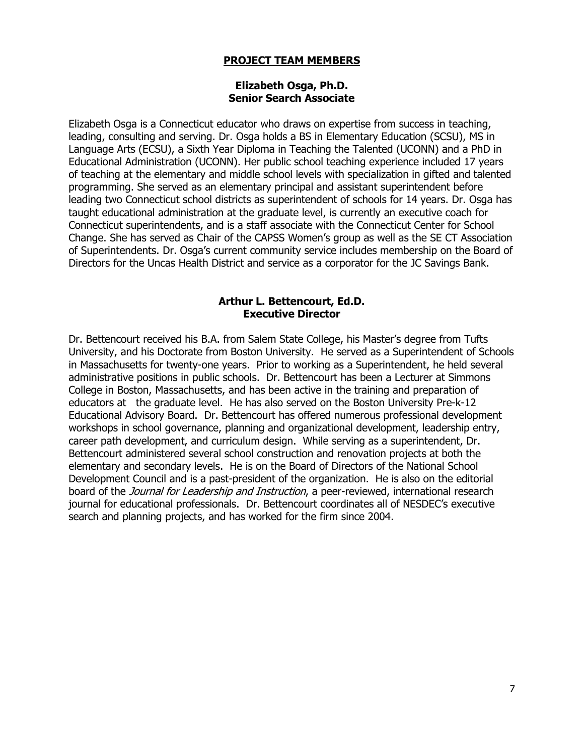## PROJECT TEAM MEMBERS

### Elizabeth Osga, Ph.D.
### Senior Search Associate

Elizabeth Osga is a Connecticut educator who draws on expertise from success in teaching, leading, consulting and serving. Dr. Osga holds a BS in Elementary Education (SCSU), MS in Language Arts (ECSU), a Sixth Year Diploma in Teaching the Talented (UCONN) and a PhD in Educational Administration (UCONN). Her public school teaching experience included 17 years of teaching at the elementary and middle school levels with specialization in gifted and talented programming. She served as an elementary principal and assistant superintendent before leading two Connecticut school districts as superintendent of schools for 14 years. Dr. Osga has taught educational administration at the graduate level, is currently an executive coach for Connecticut superintendents, and is a staff associate with the Connecticut Center for School Change. She has served as Chair of the CAPSS Women's group as well as the SE CT Association of Superintendents. Dr. Osga's current community service includes membership on the Board of Directors for the Uncas Health District and service as a corporator for the JC Savings Bank.

### Arthur L. Bettencourt, Ed.D.
### Executive Director

Dr. Bettencourt received his B.A. from Salem State College, his Master's degree from Tufts University, and his Doctorate from Boston University. He served as a Superintendent of Schools in Massachusetts for twenty-one years. Prior to working as a Superintendent, he held several administrative positions in public schools. Dr. Bettencourt has been a Lecturer at Simmons College in Boston, Massachusetts, and has been active in the training and preparation of educators at the graduate level. He has also served on the Boston University Pre-k-12 Educational Advisory Board. Dr. Bettencourt has offered numerous professional development workshops in school governance, planning and organizational development, leadership entry, career path development, and curriculum design. While serving as a superintendent, Dr. Bettencourt administered several school construction and renovation projects at both the elementary and secondary levels. He is on the Board of Directors of the National School Development Council and is a past-president of the organization. He is also on the editorial board of the *Journal for Leadership and Instruction*, a peer-reviewed, international research journal for educational professionals. Dr. Bettencourt coordinates all of NESDEC's executive search and planning projects, and has worked for the firm since 2004.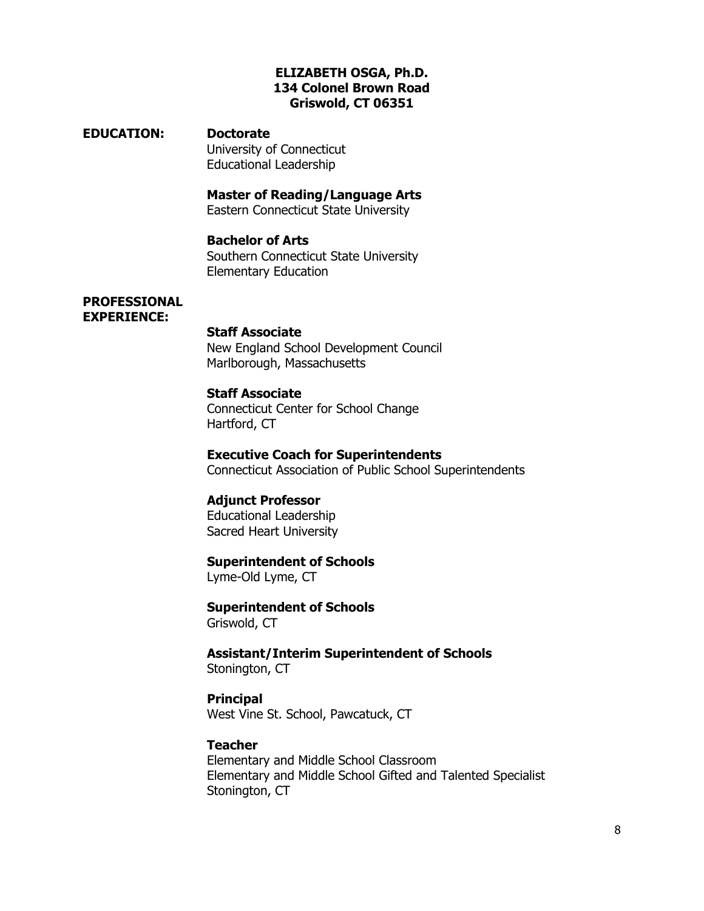**ELIZABETH OSGA, Ph.D.**
**134 Colonel Brown Road**
**Griswold, CT 06351**

## EDUCATION:

**Doctorate**
University of Connecticut
Educational Leadership

**Master of Reading/Language Arts**
Eastern Connecticut State University

**Bachelor of Arts**
Southern Connecticut State University
Elementary Education

## PROFESSIONAL EXPERIENCE:

**Staff Associate**
New England School Development Council
Marlborough, Massachusetts

**Staff Associate**
Connecticut Center for School Change
Hartford, CT

**Executive Coach for Superintendents**
Connecticut Association of Public School Superintendents

**Adjunct Professor**
Educational Leadership
Sacred Heart University

**Superintendent of Schools**
Lyme-Old Lyme, CT

**Superintendent of Schools**
Griswold, CT

**Assistant/Interim Superintendent of Schools**
Stonington, CT

**Principal**
West Vine St. School, Pawcatuck, CT

**Teacher**
Elementary and Middle School Classroom
Elementary and Middle School Gifted and Talented Specialist
Stonington, CT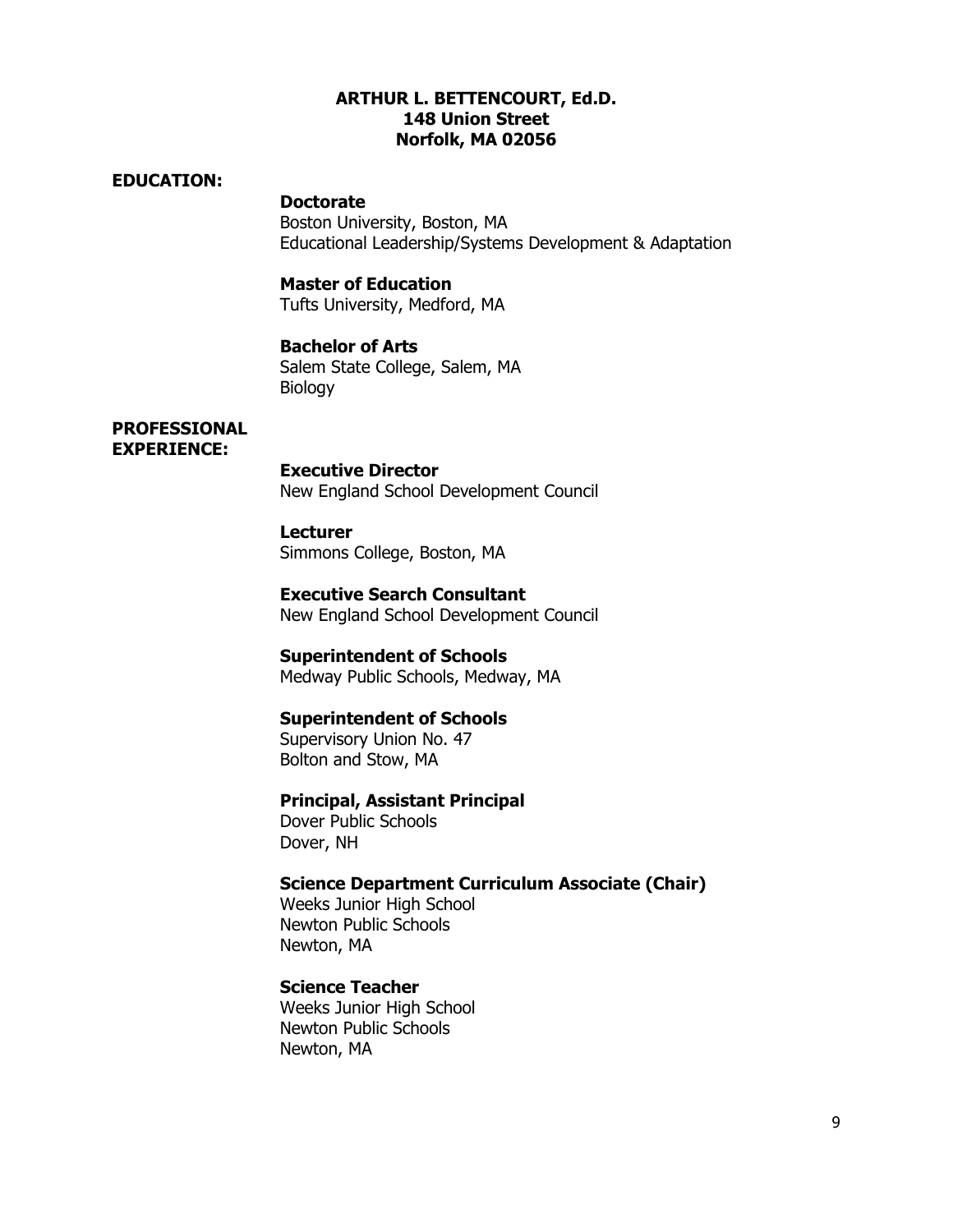**ARTHUR L. BETTENCOURT, Ed.D.**
**148 Union Street**
**Norfolk, MA 02056**

**EDUCATION:**

**Doctorate**
Boston University, Boston, MA
Educational Leadership/Systems Development & Adaptation

**Master of Education**
Tufts University, Medford, MA

**Bachelor of Arts**
Salem State College, Salem, MA
Biology

**PROFESSIONAL EXPERIENCE:**

**Executive Director**
New England School Development Council

**Lecturer**
Simmons College, Boston, MA

**Executive Search Consultant**
New England School Development Council

**Superintendent of Schools**
Medway Public Schools, Medway, MA

**Superintendent of Schools**
Supervisory Union No. 47
Bolton and Stow, MA

**Principal, Assistant Principal**
Dover Public Schools
Dover, NH

**Science Department Curriculum Associate (Chair)**
Weeks Junior High School
Newton Public Schools
Newton, MA

**Science Teacher**
Weeks Junior High School
Newton Public Schools
Newton, MA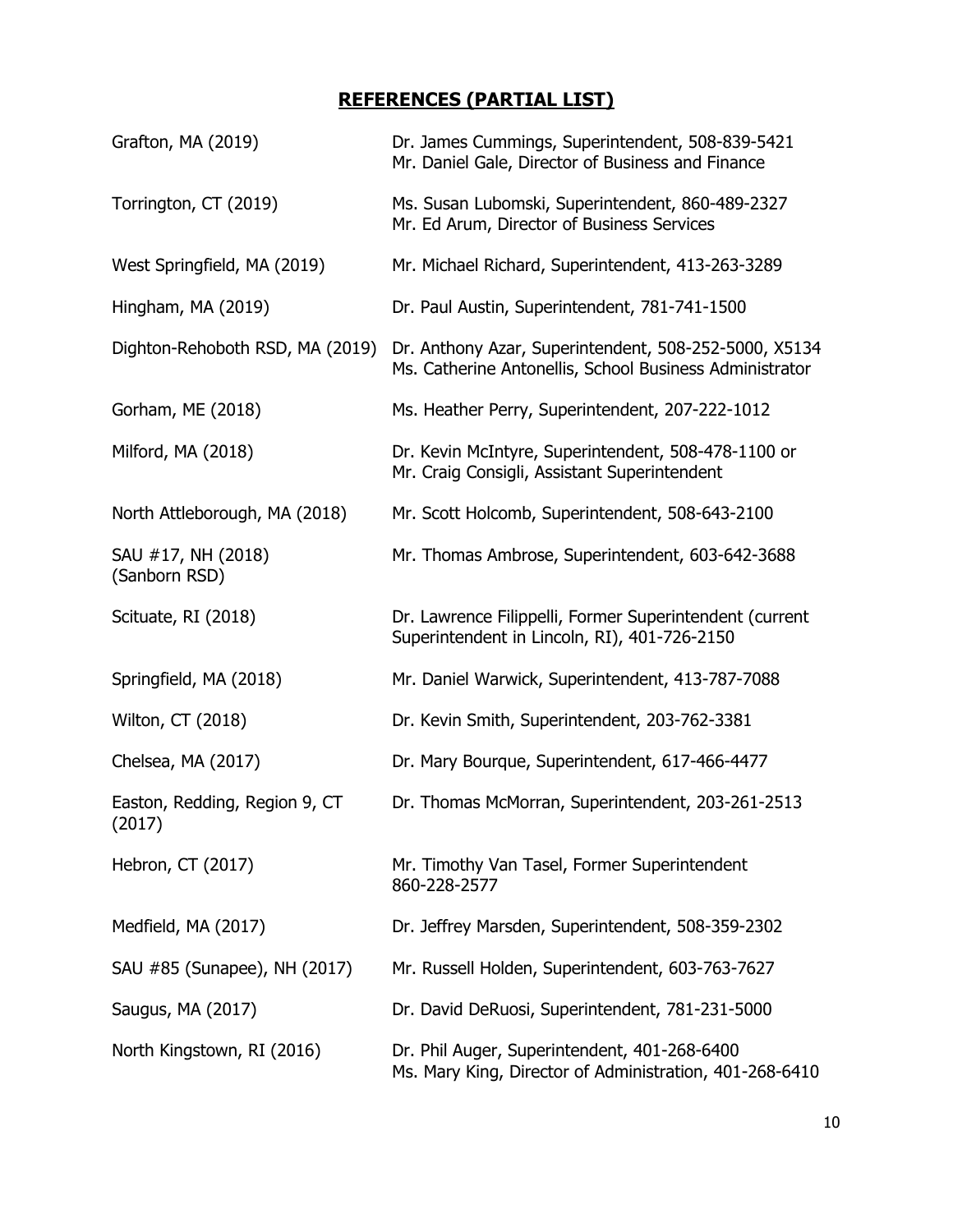## REFERENCES (PARTIAL LIST)

| | |
|---|---|
| Grafton, MA (2019) | Dr. James Cummings, Superintendent, 508-839-5421<br>Mr. Daniel Gale, Director of Business and Finance |
| Torrington, CT (2019) | Ms. Susan Lubomski, Superintendent, 860-489-2327<br>Mr. Ed Arum, Director of Business Services |
| West Springfield, MA (2019) | Mr. Michael Richard, Superintendent, 413-263-3289 |
| Hingham, MA (2019) | Dr. Paul Austin, Superintendent, 781-741-1500 |
| Dighton-Rehoboth RSD, MA (2019) | Dr. Anthony Azar, Superintendent, 508-252-5000, X5134<br>Ms. Catherine Antonellis, School Business Administrator |
| Gorham, ME (2018) | Ms. Heather Perry, Superintendent, 207-222-1012 |
| Milford, MA (2018) | Dr. Kevin McIntyre, Superintendent, 508-478-1100 or<br>Mr. Craig Consigli, Assistant Superintendent |
| North Attleborough, MA (2018) | Mr. Scott Holcomb, Superintendent, 508-643-2100 |
| SAU #17, NH (2018)<br>(Sanborn RSD) | Mr. Thomas Ambrose, Superintendent, 603-642-3688 |
| Scituate, RI (2018) | Dr. Lawrence Filippelli, Former Superintendent (current Superintendent in Lincoln, RI), 401-726-2150 |
| Springfield, MA (2018) | Mr. Daniel Warwick, Superintendent, 413-787-7088 |
| Wilton, CT (2018) | Dr. Kevin Smith, Superintendent, 203-762-3381 |
| Chelsea, MA (2017) | Dr. Mary Bourque, Superintendent, 617-466-4477 |
| Easton, Redding, Region 9, CT (2017) | Dr. Thomas McMorran, Superintendent, 203-261-2513 |
| Hebron, CT (2017) | Mr. Timothy Van Tasel, Former Superintendent<br>860-228-2577 |
| Medfield, MA (2017) | Dr. Jeffrey Marsden, Superintendent, 508-359-2302 |
| SAU #85 (Sunapee), NH (2017) | Mr. Russell Holden, Superintendent, 603-763-7627 |
| Saugus, MA (2017) | Dr. David DeRuosi, Superintendent, 781-231-5000 |
| North Kingstown, RI (2016) | Dr. Phil Auger, Superintendent, 401-268-6400<br>Ms. Mary King, Director of Administration, 401-268-6410 |